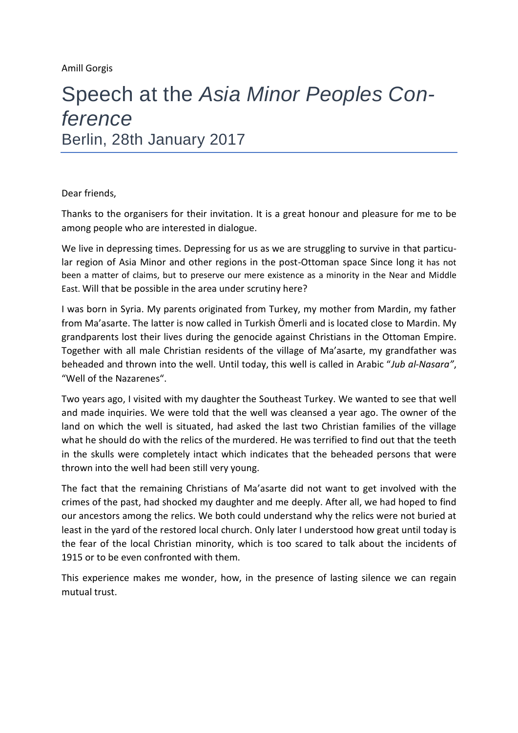Amill Gorgis

# Speech at the *Asia Minor Peoples Conference*

Berlin, 28th January 2017

Dear friends,

Thanks to the organisers for their invitation. It is a great honour and pleasure for me to be among people who are interested in dialogue.

We live in depressing times. Depressing for us as we are struggling to survive in that particular region of Asia Minor and other regions in the post-Ottoman space Since long it has not been a matter of claims, but to preserve our mere existence as a minority in the Near and Middle East. Will that be possible in the area under scrutiny here?

I was born in Syria. My parents originated from Turkey, my mother from Mardin, my father from Ma'asarte. The latter is now called in Turkish Ömerli and is located close to Mardin. My grandparents lost their lives during the genocide against Christians in the Ottoman Empire. Together with all male Christian residents of the village of Ma'asarte, my grandfather was beheaded and thrown into the well. Until today, this well is called in Arabic "*Jub al-Nasara"*, "Well of the Nazarenes".

Two years ago, I visited with my daughter the Southeast Turkey. We wanted to see that well and made inquiries. We were told that the well was cleansed a year ago. The owner of the land on which the well is situated, had asked the last two Christian families of the village what he should do with the relics of the murdered. He was terrified to find out that the teeth in the skulls were completely intact which indicates that the beheaded persons that were thrown into the well had been still very young.

The fact that the remaining Christians of Ma'asarte did not want to get involved with the crimes of the past, had shocked my daughter and me deeply. After all, we had hoped to find our ancestors among the relics. We both could understand why the relics were not buried at least in the yard of the restored local church. Only later I understood how great until today is the fear of the local Christian minority, which is too scared to talk about the incidents of 1915 or to be even confronted with them.

This experience makes me wonder, how, in the presence of lasting silence we can regain mutual trust.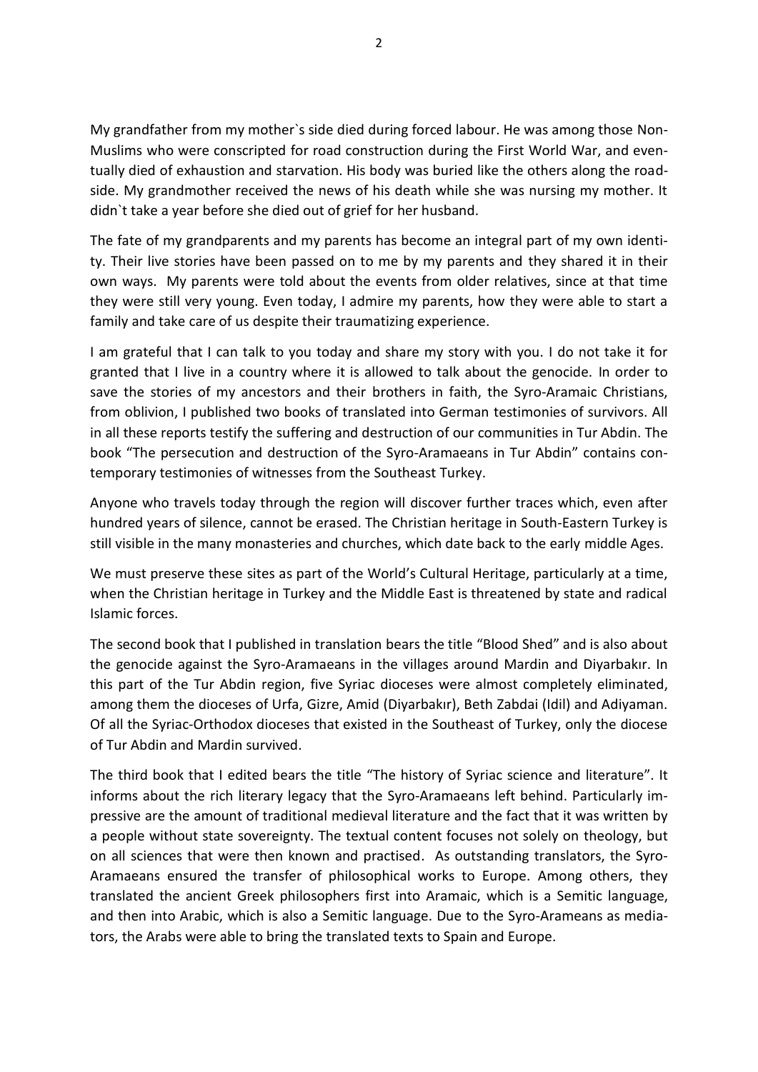My grandfather from my mother`s side died during forced labour. He was among those Non-Muslims who were conscripted for road construction during the First World War, and eventually died of exhaustion and starvation. His body was buried like the others along the roadside. My grandmother received the news of his death while she was nursing my mother. It didn`t take a year before she died out of grief for her husband.

The fate of my grandparents and my parents has become an integral part of my own identity. Their live stories have been passed on to me by my parents and they shared it in their own ways. My parents were told about the events from older relatives, since at that time they were still very young. Even today, I admire my parents, how they were able to start a family and take care of us despite their traumatizing experience.

I am grateful that I can talk to you today and share my story with you. I do not take it for granted that I live in a country where it is allowed to talk about the genocide. In order to save the stories of my ancestors and their brothers in faith, the Syro-Aramaic Christians, from oblivion, I published two books of translated into German testimonies of survivors. All in all these reports testify the suffering and destruction of our communities in Tur Abdin. The book "The persecution and destruction of the Syro-Aramaeans in Tur Abdin" contains contemporary testimonies of witnesses from the Southeast Turkey.

Anyone who travels today through the region will discover further traces which, even after hundred years of silence, cannot be erased. The Christian heritage in South-Eastern Turkey is still visible in the many monasteries and churches, which date back to the early middle Ages.

We must preserve these sites as part of the World's Cultural Heritage, particularly at a time, when the Christian heritage in Turkey and the Middle East is threatened by state and radical Islamic forces.

The second book that I published in translation bears the title "Blood Shed" and is also about the genocide against the Syro-Aramaeans in the villages around Mardin and Diyarbakır. In this part of the Tur Abdin region, five Syriac dioceses were almost completely eliminated, among them the dioceses of Urfa, Gizre, Amid (Diyarbakır), Beth Zabdai (Idil) and Adiyaman. Of all the Syriac-Orthodox dioceses that existed in the Southeast of Turkey, only the diocese of Tur Abdin and Mardin survived.

The third book that I edited bears the title "The history of Syriac science and literature". It informs about the rich literary legacy that the Syro-Aramaeans left behind. Particularly impressive are the amount of traditional medieval literature and the fact that it was written by a people without state sovereignty. The textual content focuses not solely on theology, but on all sciences that were then known and practised. As outstanding translators, the Syro-Aramaeans ensured the transfer of philosophical works to Europe. Among others, they translated the ancient Greek philosophers first into Aramaic, which is a Semitic language, and then into Arabic, which is also a Semitic language. Due to the Syro-Arameans as mediators, the Arabs were able to bring the translated texts to Spain and Europe.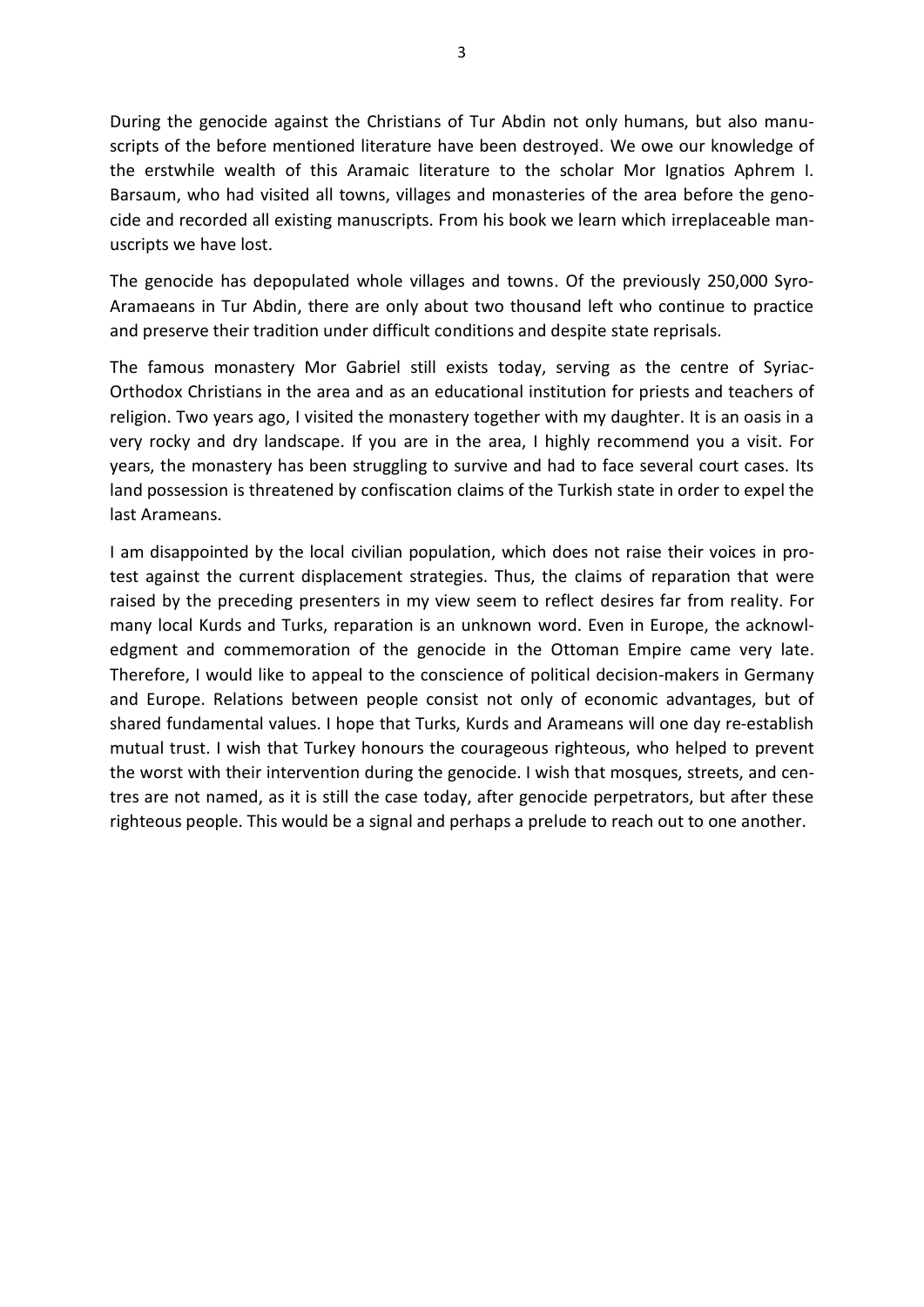During the genocide against the Christians of Tur Abdin not only humans, but also manuscripts of the before mentioned literature have been destroyed. We owe our knowledge of the erstwhile wealth of this Aramaic literature to the scholar Mor Ignatios Aphrem I. Barsaum, who had visited all towns, villages and monasteries of the area before the genocide and recorded all existing manuscripts. From his book we learn which irreplaceable manuscripts we have lost.

The genocide has depopulated whole villages and towns. Of the previously 250,000 Syro-Aramaeans in Tur Abdin, there are only about two thousand left who continue to practice and preserve their tradition under difficult conditions and despite state reprisals.

The famous monastery Mor Gabriel still exists today, serving as the centre of Syriac-Orthodox Christians in the area and as an educational institution for priests and teachers of religion. Two years ago, I visited the monastery together with my daughter. It is an oasis in a very rocky and dry landscape. If you are in the area, I highly recommend you a visit. For years, the monastery has been struggling to survive and had to face several court cases. Its land possession is threatened by confiscation claims of the Turkish state in order to expel the last Arameans.

I am disappointed by the local civilian population, which does not raise their voices in protest against the current displacement strategies. Thus, the claims of reparation that were raised by the preceding presenters in my view seem to reflect desires far from reality. For many local Kurds and Turks, reparation is an unknown word. Even in Europe, the acknowledgment and commemoration of the genocide in the Ottoman Empire came very late. Therefore, I would like to appeal to the conscience of political decision-makers in Germany and Europe. Relations between people consist not only of economic advantages, but of shared fundamental values. I hope that Turks, Kurds and Arameans will one day re-establish mutual trust. I wish that Turkey honours the courageous righteous, who helped to prevent the worst with their intervention during the genocide. I wish that mosques, streets, and centres are not named, as it is still the case today, after genocide perpetrators, but after these righteous people. This would be a signal and perhaps a prelude to reach out to one another.